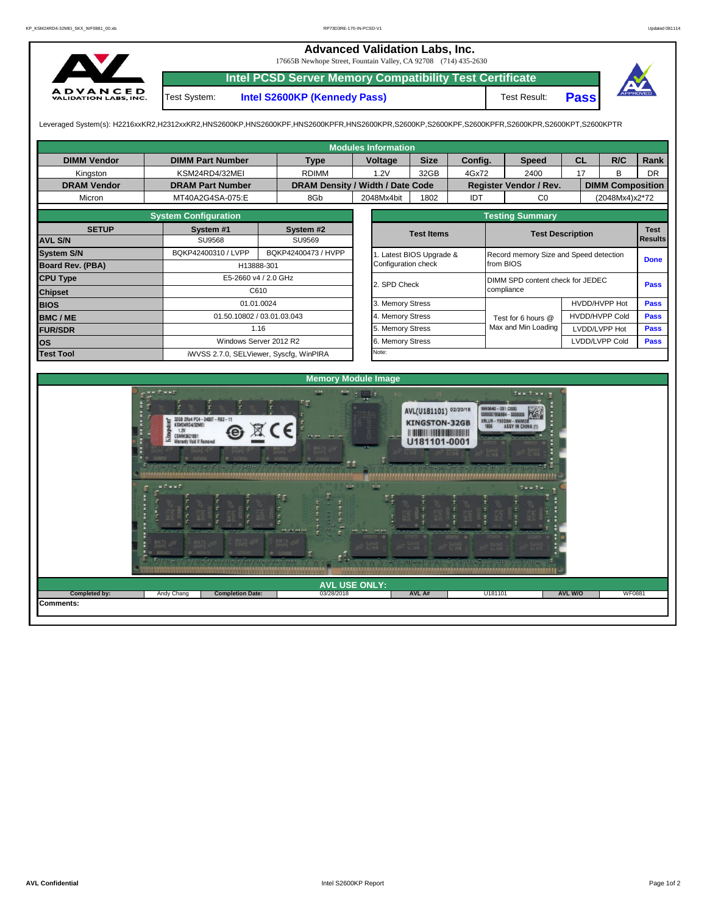# Advanced Validation Labs, Inc.

17665B Newhope Street, Fountain Valley, CA 92708 (714) 435-2630

## Intel PCSD Server Memory Compatibility Test Certificate

Test System: **Intel S2600KP (Kennedy Pass)** | Test Result: **Pass**

Leveraged System(s): H2216xxKR2,H2312xxKR2,HNS2600KP,HNS2600KPF,HNS2600KPFR,HNS2600KPR,S2600KP,S2600KPF,S2600KPFR,S2600KPR,S2600KPT,S2600KPTR

### Modules Information

| DIMM Vendor | DIMM Part Number | Type | Voltage | Size | Config. | Speed | CL | R/C | Rank |
|---|---|---|---|---|---|---|---|---|---|
| Kingston | KSM24RD4/32MEI | RDIMM | 1.2V | 32GB | 4Gx72 | 2400 | 17 | B | DR |
| **DRAM Vendor** | **DRAM Part Number** | **DRAM Density / Width / Date Code** | | | **Register Vendor / Rev.** | | **DIMM Composition** | | |
| Micron | MT40A2G4SA-075:E | 8Gb | 2048Mx4bit | 1802 | IDT | C0 | (2048Mx4)x2*72 | | |

### System Configuration

| SETUP | System #1 | System #2 |
|---|---|---|
| AVL S/N | SU9568 | SU9569 |
| System S/N | BQKP42400310 / LVPP | BQKP42400473 / HVPP |
| Board Rev. (PBA) | H13888-301 | |
| CPU Type | E5-2660 v4 / 2.0 GHz | |
| Chipset | C610 | |
| BIOS | 01.01.0024 | |
| BMC / ME | 01.50.10802 / 03.01.03.043 | |
| FUR/SDR | 1.16 | |
| OS | Windows Server 2012 R2 | |
| Test Tool | iWVSS 2.7.0, SELViewer, Syscfg, WinPIRA | |

### Testing Summary

| Test Items | Test Description | | Test Results |
|---|---|---|---|
| 1. Latest BIOS Upgrade & Configuration check | Record memory Size and Speed detection from BIOS | | Done |
| 2. SPD Check | DIMM SPD content check for JEDEC compliance | | Pass |
| 3. Memory Stress | Test for 6 hours @ Max and Min Loading | HVDD/HVPP Hot | Pass |
| 4. Memory Stress | | HVDD/HVPP Cold | Pass |
| 5. Memory Stress | | LVDD/LVPP Hot | Pass |
| 6. Memory Stress | | LVDD/LVPP Cold | Pass |
| Note: | | | |

### Memory Module Image

### AVL USE ONLY:

| Completed by: | Andy Chang | Completion Date: | 03/28/2018 | AVL A# | U181101 | AVL W/O | WF0881 |
|---|---|---|---|---|---|---|---|

**Comments:**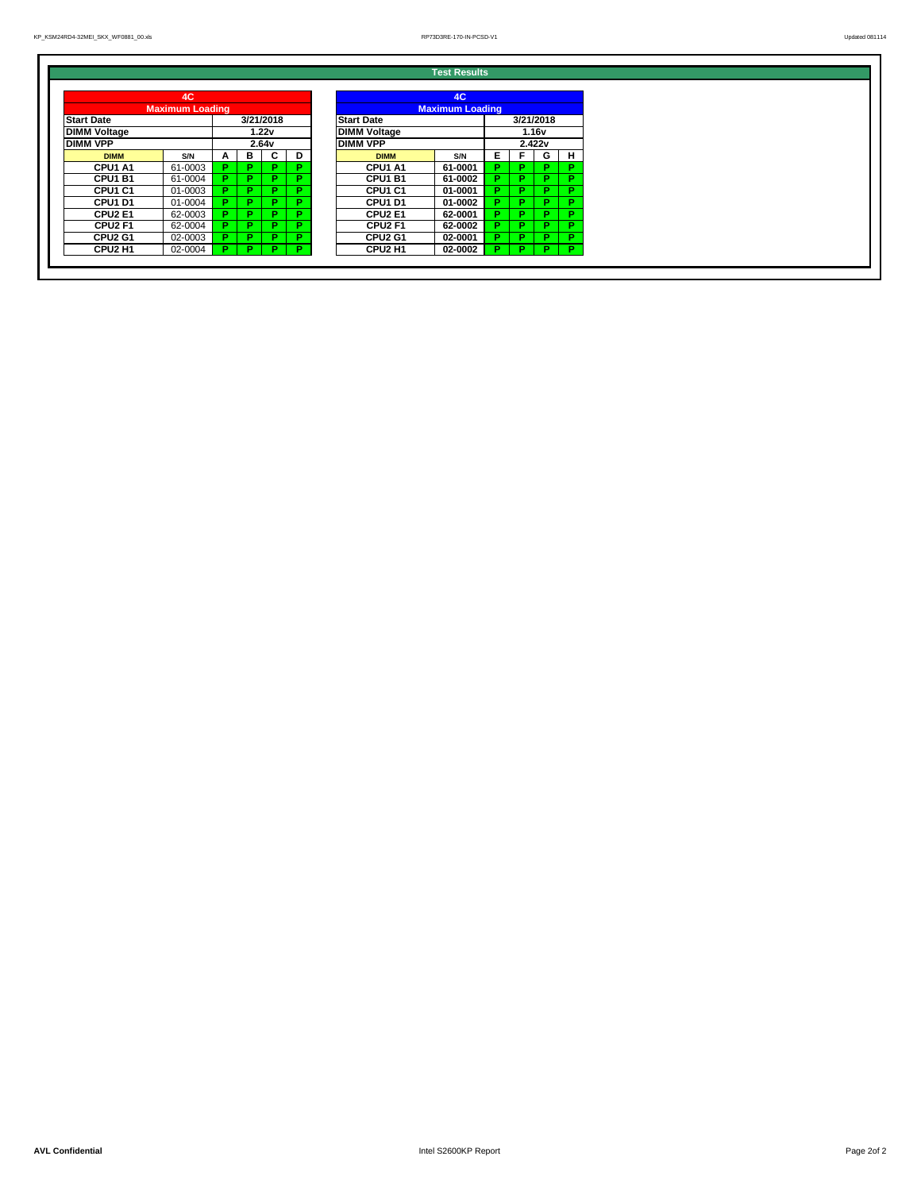## Test Results

| 4C Maximum Loading | | | | | |
|---|---|---|---|---|---|
| Start Date | | 3/21/2018 | | | |
| DIMM Voltage | | 1.22v | | | |
| DIMM VPP | | 2.64v | | | |
| DIMM | S/N | A | B | C | D |
| CPU1 A1 | 61-0003 | P | P | P | P |
| CPU1 B1 | 61-0004 | P | P | P | P |
| CPU1 C1 | 01-0003 | P | P | P | P |
| CPU1 D1 | 01-0004 | P | P | P | P |
| CPU2 E1 | 62-0003 | P | P | P | P |
| CPU2 F1 | 62-0004 | P | P | P | P |
| CPU2 G1 | 02-0003 | P | P | P | P |
| CPU2 H1 | 02-0004 | P | P | P | P |

| 4C Maximum Loading | | | | | |
|---|---|---|---|---|---|
| Start Date | | 3/21/2018 | | | |
| DIMM Voltage | | 1.16v | | | |
| DIMM VPP | | 2.422v | | | |
| DIMM | S/N | E | F | G | H |
| CPU1 A1 | 61-0001 | P | P | P | P |
| CPU1 B1 | 61-0002 | P | P | P | P |
| CPU1 C1 | 01-0001 | P | P | P | P |
| CPU1 D1 | 01-0002 | P | P | P | P |
| CPU2 E1 | 62-0001 | P | P | P | P |
| CPU2 F1 | 62-0002 | P | P | P | P |
| CPU2 G1 | 02-0001 | P | P | P | P |
| CPU2 H1 | 02-0002 | P | P | P | P |